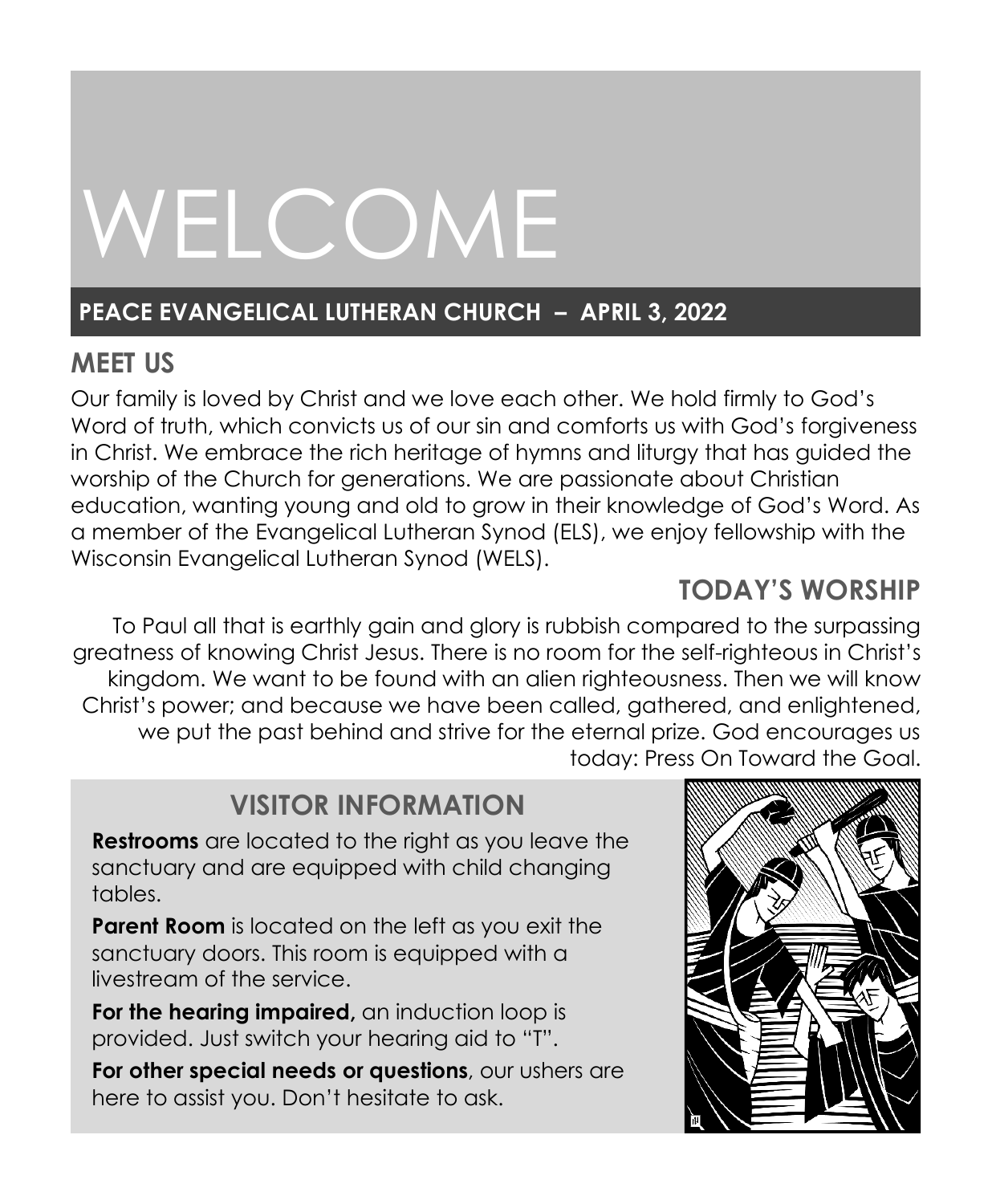# WELCOME

## PEACE EVANGELICAL LUTHERAN CHURCH – APRIL 3, 2022

## MEET US

Our family is loved by Christ and we love each other. We hold firmly to God's Word of truth, which convicts us of our sin and comforts us with God's forgiveness in Christ. We embrace the rich heritage of hymns and liturgy that has guided the worship of the Church for generations. We are passionate about Christian education, wanting young and old to grow in their knowledge of God's Word. As a member of the Evangelical Lutheran Synod (ELS), we enjoy fellowship with the Wisconsin Evangelical Lutheran Synod (WELS).

## TODAY'S WORSHIP

To Paul all that is earthly gain and glory is rubbish compared to the surpassing greatness of knowing Christ Jesus. There is no room for the self-righteous in Christ's kingdom. We want to be found with an alien righteousness. Then we will know Christ's power; and because we have been called, gathered, and enlightened, we put the past behind and strive for the eternal prize. God encourages us today: Press On Toward the Goal.

## VISITOR INFORMATION

**Restrooms** are located to the right as you leave the sanctuary and are equipped with child changing tables.

**Parent Room** is located on the left as you exit the sanctuary doors. This room is equipped with a livestream of the service.

**For the hearing impaired,** an induction loop is provided. Just switch your hearing aid to "T".

**For other special needs or questions**, our ushers are here to assist you. Don't hesitate to ask.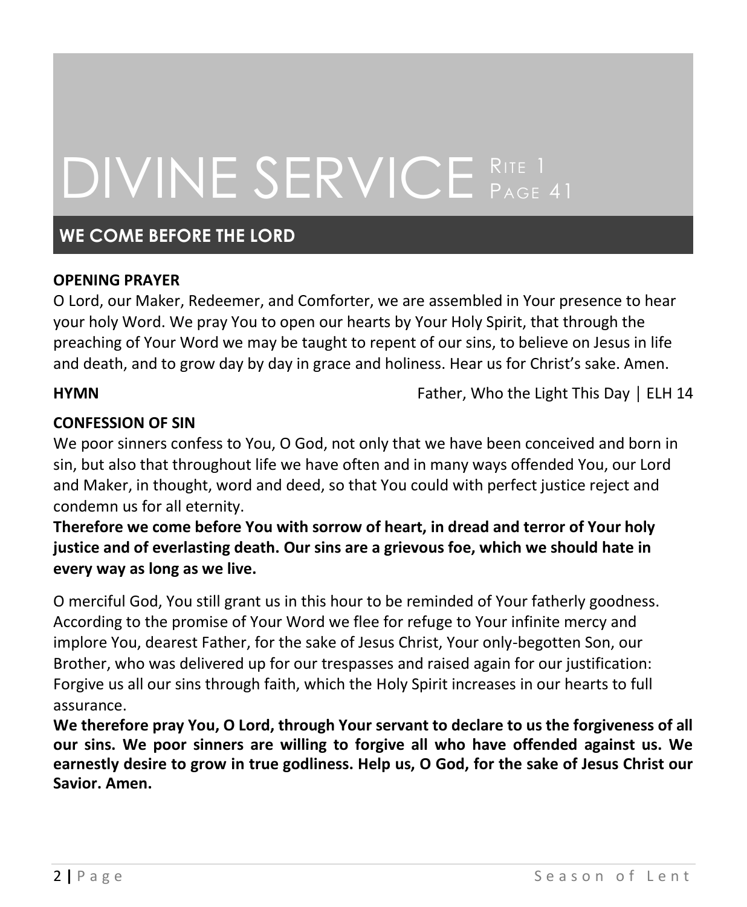# DIVINE SERVICE Rite 1 Page 41

## WE COME BEFORE THE LORD

**OPENING PRAYER**

O Lord, our Maker, Redeemer, and Comforter, we are assembled in Your presence to hear your holy Word. We pray You to open our hearts by Your Holy Spirit, that through the preaching of Your Word we may be taught to repent of our sins, to believe on Jesus in life and death, and to grow day by day in grace and holiness. Hear us for Christ's sake. Amen.

**HYMN** Father, Who the Light This Day | ELH 14

**CONFESSION OF SIN**

We poor sinners confess to You, O God, not only that we have been conceived and born in sin, but also that throughout life we have often and in many ways offended You, our Lord and Maker, in thought, word and deed, so that You could with perfect justice reject and condemn us for all eternity.

**Therefore we come before You with sorrow of heart, in dread and terror of Your holy justice and of everlasting death. Our sins are a grievous foe, which we should hate in every way as long as we live.**

O merciful God, You still grant us in this hour to be reminded of Your fatherly goodness. According to the promise of Your Word we flee for refuge to Your infinite mercy and implore You, dearest Father, for the sake of Jesus Christ, Your only-begotten Son, our Brother, who was delivered up for our trespasses and raised again for our justification: Forgive us all our sins through faith, which the Holy Spirit increases in our hearts to full assurance.

**We therefore pray You, O Lord, through Your servant to declare to us the forgiveness of all our sins. We poor sinners are willing to forgive all who have offended against us. We earnestly desire to grow in true godliness. Help us, O God, for the sake of Jesus Christ our Savior. Amen.**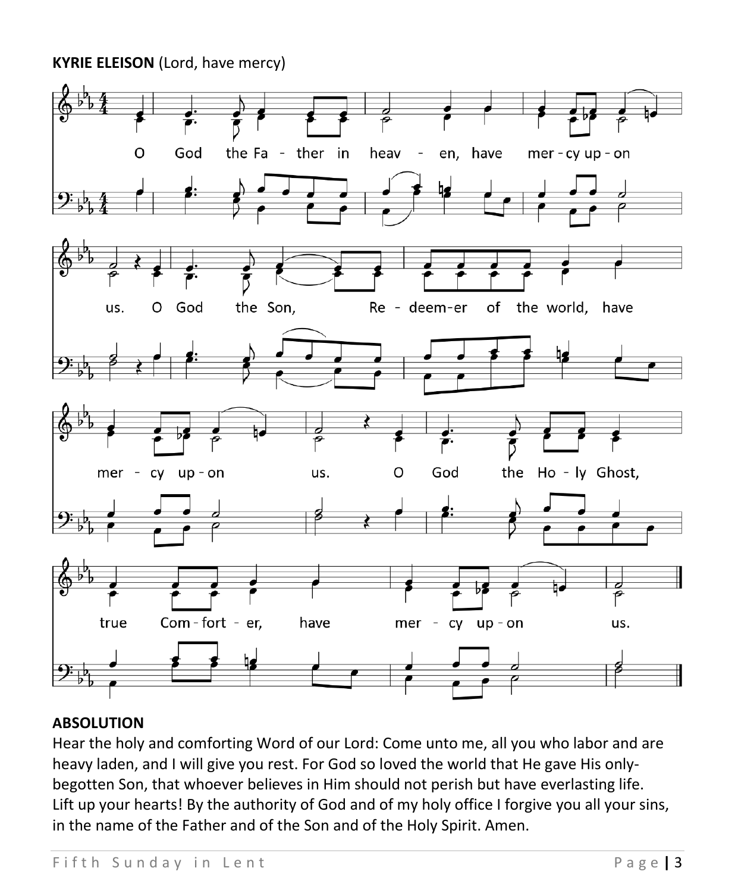**KYRIE ELEISON** (Lord, have mercy)

O God the Father in heaven, have mercy upon us. O God the Son, Redeemer of the world, have mercy upon us. O God the Holy Ghost, true Comforter, have mercy upon us.

**ABSOLUTION**

Hear the holy and comforting Word of our Lord: Come unto me, all you who labor and are heavy laden, and I will give you rest. For God so loved the world that He gave His only-begotten Son, that whoever believes in Him should not perish but have everlasting life. Lift up your hearts! By the authority of God and of my holy office I forgive you all your sins, in the name of the Father and of the Son and of the Holy Spirit. Amen.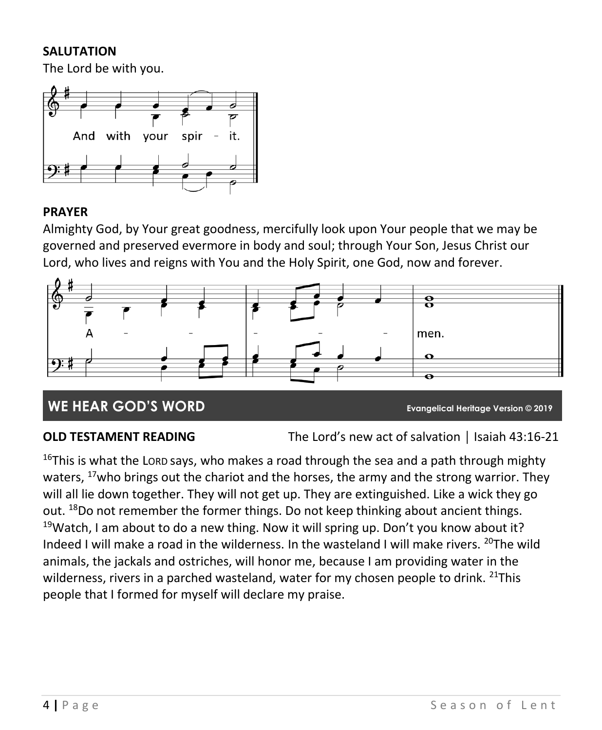**SALUTATION**

The Lord be with you.

And with your spir - it.

**PRAYER**

Almighty God, by Your great goodness, mercifully look upon Your people that we may be governed and preserved evermore in body and soul; through Your Son, Jesus Christ our Lord, who lives and reigns with You and the Holy Spirit, one God, now and forever.

A - - - - - men.

## WE HEAR GOD'S WORD

Evangelical Heritage Version © 2019

**OLD TESTAMENT READING** The Lord's new act of salvation | Isaiah 43:16-21

[16]This is what the LORD says, who makes a road through the sea and a path through mighty waters, [17]who brings out the chariot and the horses, the army and the strong warrior. They will all lie down together. They will not get up. They are extinguished. Like a wick they go out. [18]Do not remember the former things. Do not keep thinking about ancient things. [19]Watch, I am about to do a new thing. Now it will spring up. Don't you know about it? Indeed I will make a road in the wilderness. In the wasteland I will make rivers. [20]The wild animals, the jackals and ostriches, will honor me, because I am providing water in the wilderness, rivers in a parched wasteland, water for my chosen people to drink. [21]This people that I formed for myself will declare my praise.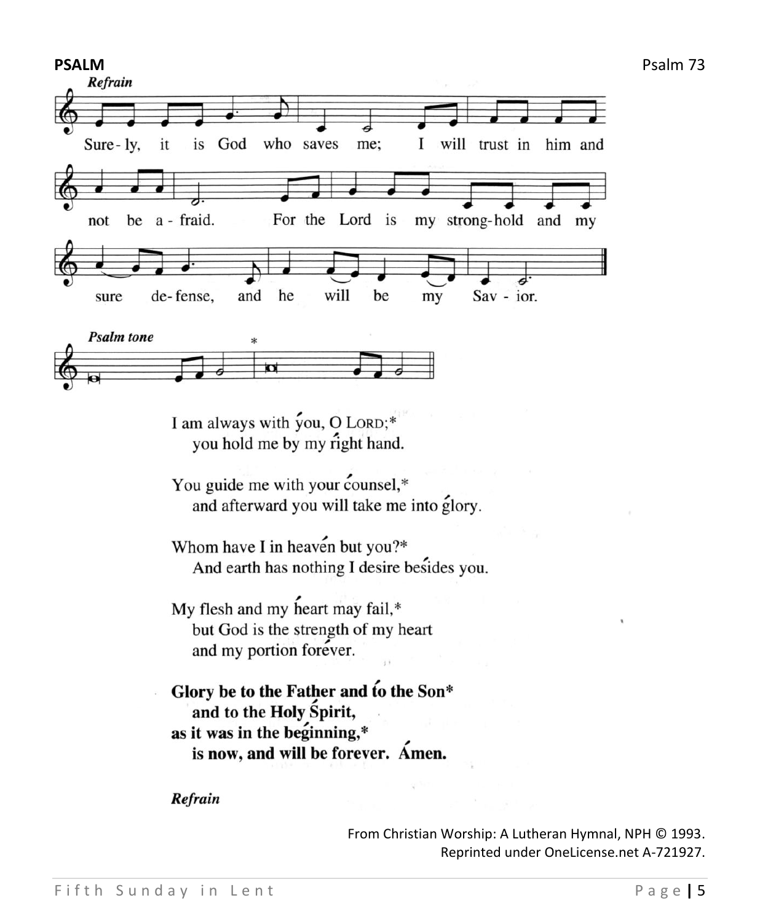**PSALM** Psalm 73

*Refrain*

Sure-ly, it is God who saves me; I will trust in him and not be a-fraid. For the Lord is my strong-hold and my sure de-fense, and he will be my Sav-ior.

*Psalm tone*

I am always with you, O LORD;*
  you hold me by my right hand.

You guide me with your counsel,*
  and afterward you will take me into glory.

Whom have I in heaven but you?*
  And earth has nothing I desire besides you.

My flesh and my heart may fail,*
  but God is the strength of my heart
  and my portion forever.

**Glory be to the Father and to the Son***
  **and to the Holy Spirit,**
**as it was in the beginning,***
  **is now, and will be forever. Amen.**

***Refrain***

From Christian Worship: A Lutheran Hymnal, NPH © 1993.
Reprinted under OneLicense.net A-721927.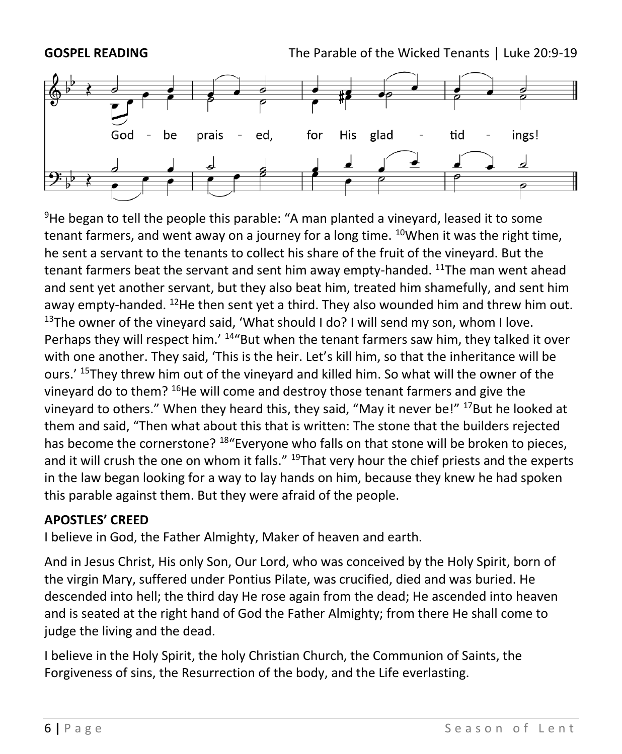**GOSPEL READING** The Parable of the Wicked Tenants | Luke 20:9-19

God - be prais - ed, for His glad - tid - ings!

[9]He began to tell the people this parable: "A man planted a vineyard, leased it to some tenant farmers, and went away on a journey for a long time. [10]When it was the right time, he sent a servant to the tenants to collect his share of the fruit of the vineyard. But the tenant farmers beat the servant and sent him away empty-handed. [11]The man went ahead and sent yet another servant, but they also beat him, treated him shamefully, and sent him away empty-handed. [12]He then sent yet a third. They also wounded him and threw him out. [13]The owner of the vineyard said, 'What should I do? I will send my son, whom I love. Perhaps they will respect him.' [14]"But when the tenant farmers saw him, they talked it over with one another. They said, 'This is the heir. Let's kill him, so that the inheritance will be ours.' [15]They threw him out of the vineyard and killed him. So what will the owner of the vineyard do to them? [16]He will come and destroy those tenant farmers and give the vineyard to others." When they heard this, they said, "May it never be!" [17]But he looked at them and said, "Then what about this that is written: The stone that the builders rejected has become the cornerstone? [18]"Everyone who falls on that stone will be broken to pieces, and it will crush the one on whom it falls." [19]That very hour the chief priests and the experts in the law began looking for a way to lay hands on him, because they knew he had spoken this parable against them. But they were afraid of the people.

**APOSTLES' CREED**

I believe in God, the Father Almighty, Maker of heaven and earth.

And in Jesus Christ, His only Son, Our Lord, who was conceived by the Holy Spirit, born of the virgin Mary, suffered under Pontius Pilate, was crucified, died and was buried. He descended into hell; the third day He rose again from the dead; He ascended into heaven and is seated at the right hand of God the Father Almighty; from there He shall come to judge the living and the dead.

I believe in the Holy Spirit, the holy Christian Church, the Communion of Saints, the Forgiveness of sins, the Resurrection of the body, and the Life everlasting.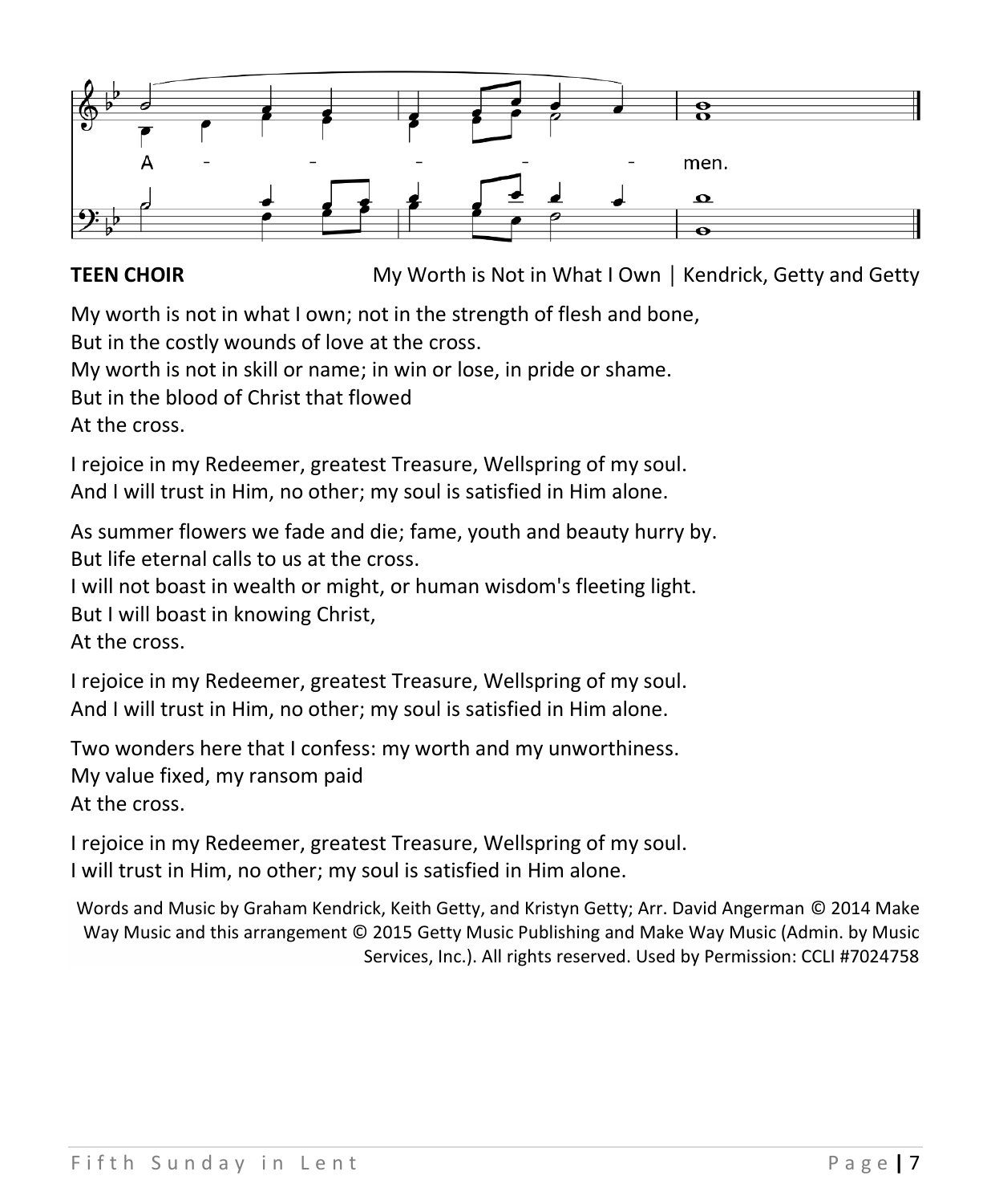A - - - - - men.

**TEEN CHOIR** My Worth is Not in What I Own | Kendrick, Getty and Getty

My worth is not in what I own; not in the strength of flesh and bone,
But in the costly wounds of love at the cross.
My worth is not in skill or name; in win or lose, in pride or shame.
But in the blood of Christ that flowed
At the cross.

I rejoice in my Redeemer, greatest Treasure, Wellspring of my soul.
And I will trust in Him, no other; my soul is satisfied in Him alone.

As summer flowers we fade and die; fame, youth and beauty hurry by.
But life eternal calls to us at the cross.
I will not boast in wealth or might, or human wisdom's fleeting light.
But I will boast in knowing Christ,
At the cross.

I rejoice in my Redeemer, greatest Treasure, Wellspring of my soul.
And I will trust in Him, no other; my soul is satisfied in Him alone.

Two wonders here that I confess: my worth and my unworthiness.
My value fixed, my ransom paid
At the cross.

I rejoice in my Redeemer, greatest Treasure, Wellspring of my soul.
I will trust in Him, no other; my soul is satisfied in Him alone.

Words and Music by Graham Kendrick, Keith Getty, and Kristyn Getty; Arr. David Angerman © 2014 Make Way Music and this arrangement © 2015 Getty Music Publishing and Make Way Music (Admin. by Music Services, Inc.). All rights reserved. Used by Permission: CCLI #7024758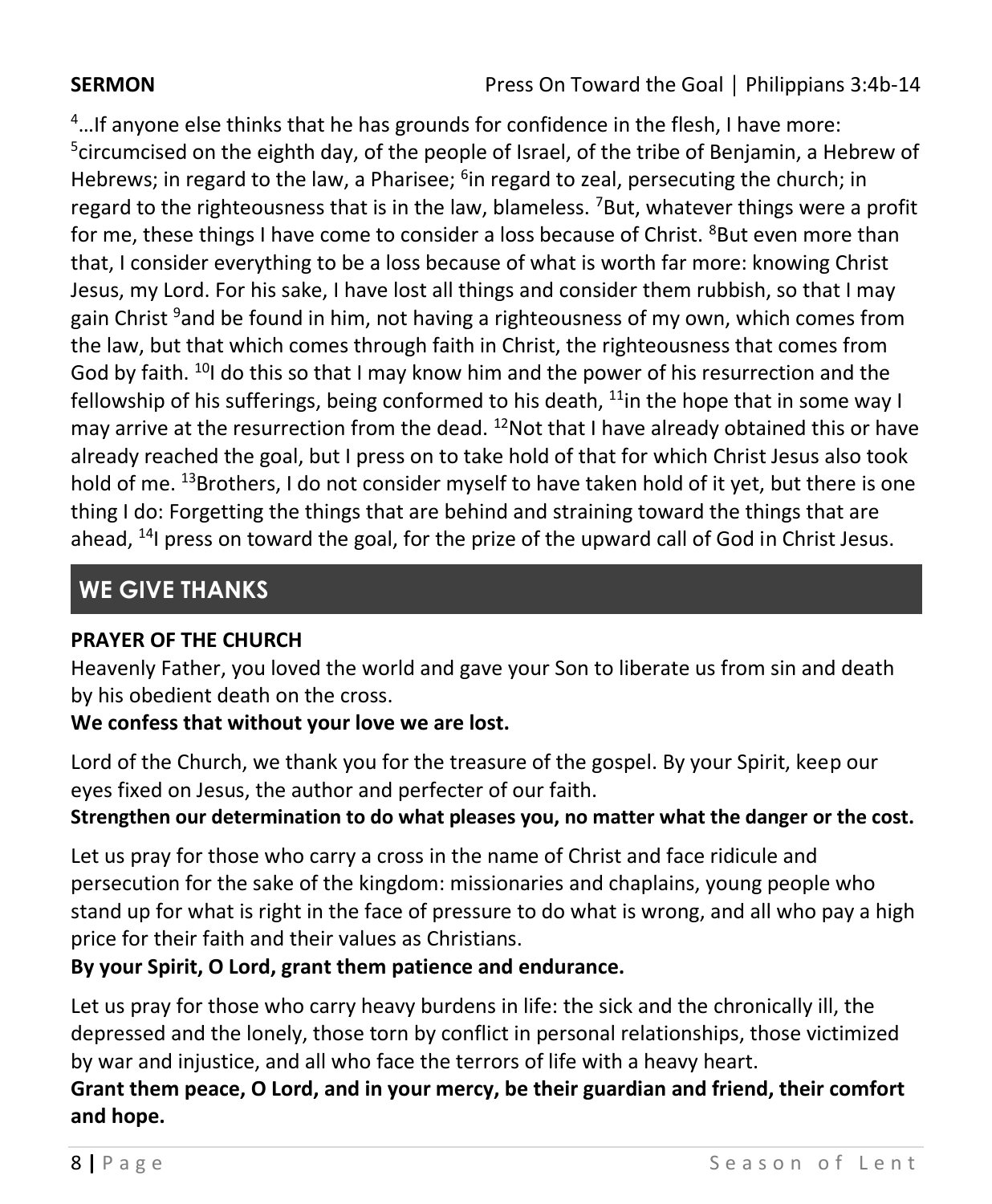**SERMON** Press On Toward the Goal | Philippians 3:4b-14

[4]…If anyone else thinks that he has grounds for confidence in the flesh, I have more: [5]circumcised on the eighth day, of the people of Israel, of the tribe of Benjamin, a Hebrew of Hebrews; in regard to the law, a Pharisee; [6]in regard to zeal, persecuting the church; in regard to the righteousness that is in the law, blameless. [7]But, whatever things were a profit for me, these things I have come to consider a loss because of Christ. [8]But even more than that, I consider everything to be a loss because of what is worth far more: knowing Christ Jesus, my Lord. For his sake, I have lost all things and consider them rubbish, so that I may gain Christ [9]and be found in him, not having a righteousness of my own, which comes from the law, but that which comes through faith in Christ, the righteousness that comes from God by faith. [10]I do this so that I may know him and the power of his resurrection and the fellowship of his sufferings, being conformed to his death, [11]in the hope that in some way I may arrive at the resurrection from the dead. [12]Not that I have already obtained this or have already reached the goal, but I press on to take hold of that for which Christ Jesus also took hold of me. [13]Brothers, I do not consider myself to have taken hold of it yet, but there is one thing I do: Forgetting the things that are behind and straining toward the things that are ahead, [14]I press on toward the goal, for the prize of the upward call of God in Christ Jesus.

## WE GIVE THANKS

**PRAYER OF THE CHURCH**

Heavenly Father, you loved the world and gave your Son to liberate us from sin and death by his obedient death on the cross.

**We confess that without your love we are lost.**

Lord of the Church, we thank you for the treasure of the gospel. By your Spirit, keep our eyes fixed on Jesus, the author and perfecter of our faith.

**Strengthen our determination to do what pleases you, no matter what the danger or the cost.**

Let us pray for those who carry a cross in the name of Christ and face ridicule and persecution for the sake of the kingdom: missionaries and chaplains, young people who stand up for what is right in the face of pressure to do what is wrong, and all who pay a high price for their faith and their values as Christians.

**By your Spirit, O Lord, grant them patience and endurance.**

Let us pray for those who carry heavy burdens in life: the sick and the chronically ill, the depressed and the lonely, those torn by conflict in personal relationships, those victimized by war and injustice, and all who face the terrors of life with a heavy heart.

**Grant them peace, O Lord, and in your mercy, be their guardian and friend, their comfort and hope.**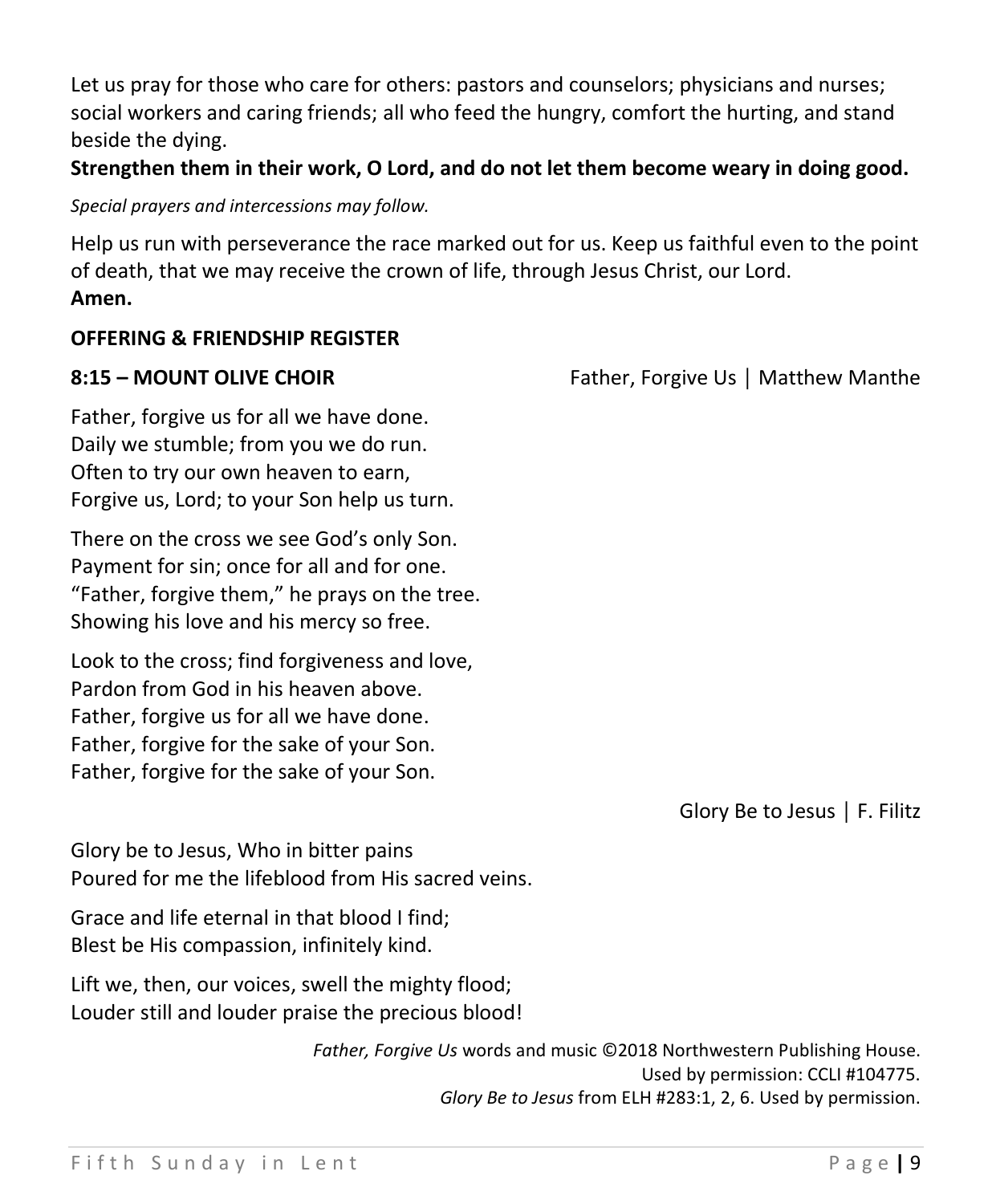Let us pray for those who care for others: pastors and counselors; physicians and nurses; social workers and caring friends; all who feed the hungry, comfort the hurting, and stand beside the dying.
**Strengthen them in their work, O Lord, and do not let them become weary in doing good.**

*Special prayers and intercessions may follow.*

Help us run with perseverance the race marked out for us. Keep us faithful even to the point of death, that we may receive the crown of life, through Jesus Christ, our Lord.
**Amen.**

**OFFERING & FRIENDSHIP REGISTER**

**8:15 – MOUNT OLIVE CHOIR** Father, Forgive Us | Matthew Manthe

Father, forgive us for all we have done.
Daily we stumble; from you we do run.
Often to try our own heaven to earn,
Forgive us, Lord; to your Son help us turn.

There on the cross we see God's only Son.
Payment for sin; once for all and for one.
"Father, forgive them," he prays on the tree.
Showing his love and his mercy so free.

Look to the cross; find forgiveness and love,
Pardon from God in his heaven above.
Father, forgive us for all we have done.
Father, forgive for the sake of your Son.
Father, forgive for the sake of your Son.

Glory Be to Jesus | F. Filitz

Glory be to Jesus, Who in bitter pains
Poured for me the lifeblood from His sacred veins.

Grace and life eternal in that blood I find;
Blest be His compassion, infinitely kind.

Lift we, then, our voices, swell the mighty flood;
Louder still and louder praise the precious blood!

*Father, Forgive Us* words and music ©2018 Northwestern Publishing House.
Used by permission: CCLI #104775.
*Glory Be to Jesus* from ELH #283:1, 2, 6. Used by permission.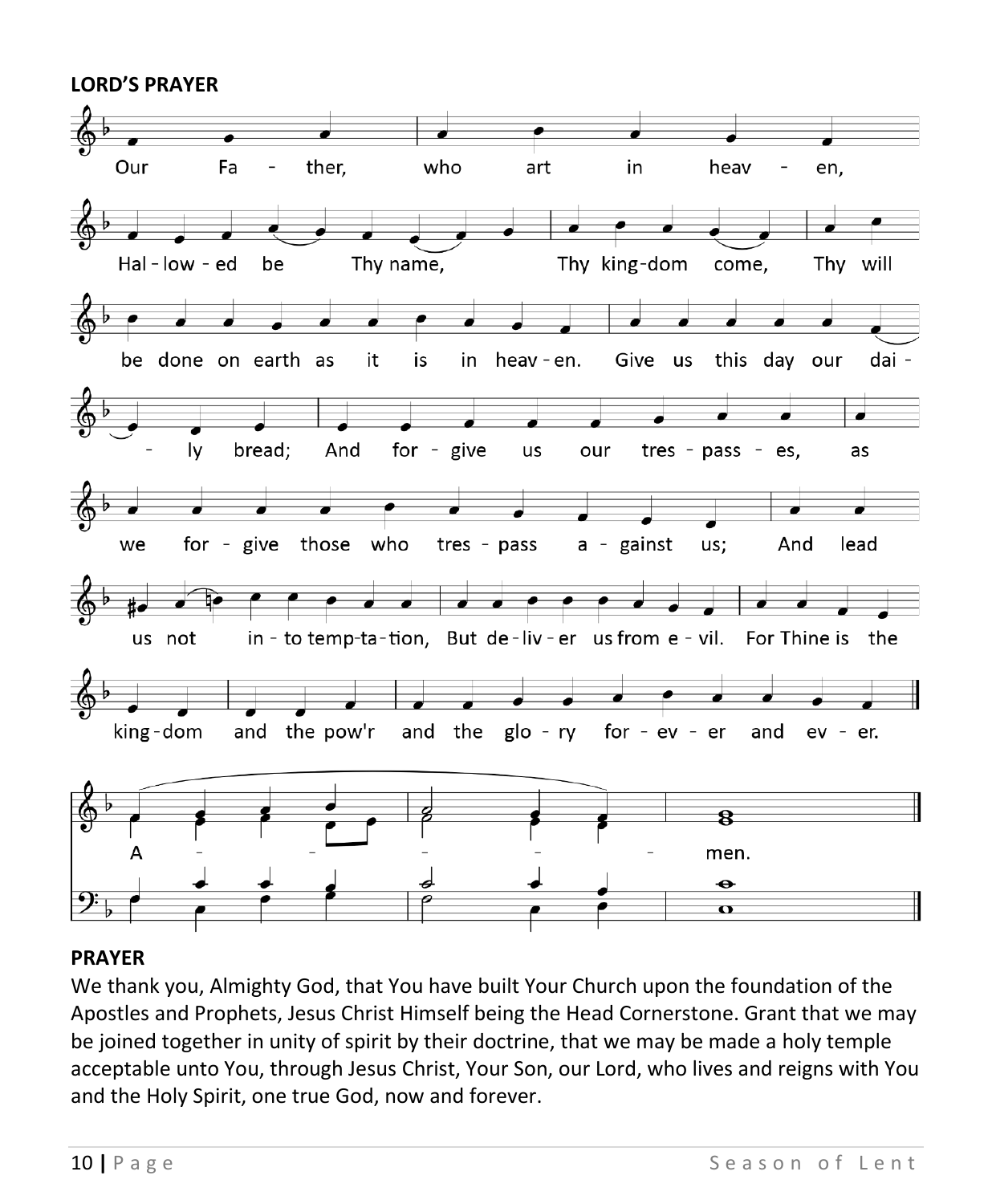**LORD'S PRAYER**

Our Father, who art in heaven, Hallowed be Thy name, Thy kingdom come, Thy will be done on earth as it is in heaven. Give us this day our daily bread; And forgive us our trespasses, as we forgive those who trespass against us; And lead us not into temptation, But deliver us from evil. For Thine is the kingdom and the pow'r and the glory for ever and ever.

Amen.

**PRAYER**

We thank you, Almighty God, that You have built Your Church upon the foundation of the Apostles and Prophets, Jesus Christ Himself being the Head Cornerstone. Grant that we may be joined together in unity of spirit by their doctrine, that we may be made a holy temple acceptable unto You, through Jesus Christ, Your Son, our Lord, who lives and reigns with You and the Holy Spirit, one true God, now and forever.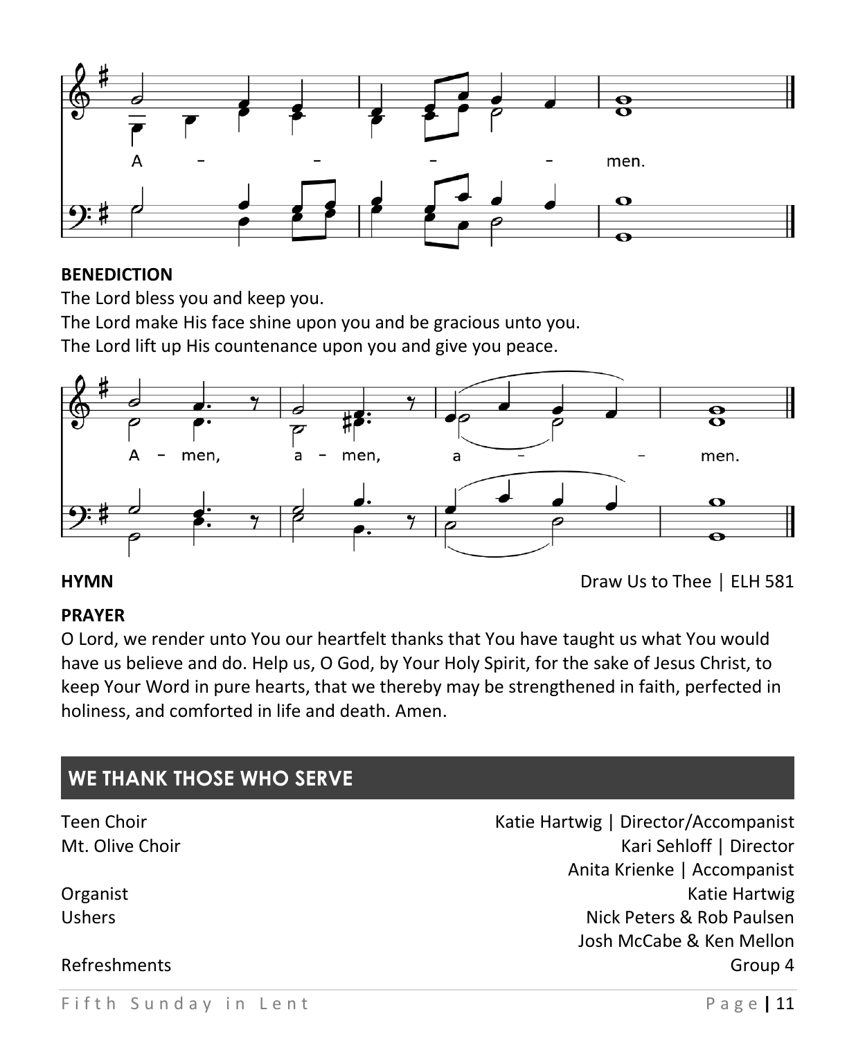A - - - - men.

**BENEDICTION**

The Lord bless you and keep you.
The Lord make His face shine upon you and be gracious unto you.
The Lord lift up His countenance upon you and give you peace.

A - men, a - men, a - - men.

**HYMN** Draw Us to Thee | ELH 581

**PRAYER**

O Lord, we render unto You our heartfelt thanks that You have taught us what You would have us believe and do. Help us, O God, by Your Holy Spirit, for the sake of Jesus Christ, to keep Your Word in pure hearts, that we thereby may be strengthened in faith, perfected in holiness, and comforted in life and death. Amen.

## WE THANK THOSE WHO SERVE

| | |
|---|---|
| Teen Choir | Katie Hartwig \| Director/Accompanist |
| Mt. Olive Choir | Kari Sehloff \| Director |
| | Anita Krienke \| Accompanist |
| Organist | Katie Hartwig |
| Ushers | Nick Peters & Rob Paulsen |
| | Josh McCabe & Ken Mellon |
| Refreshments | Group 4 |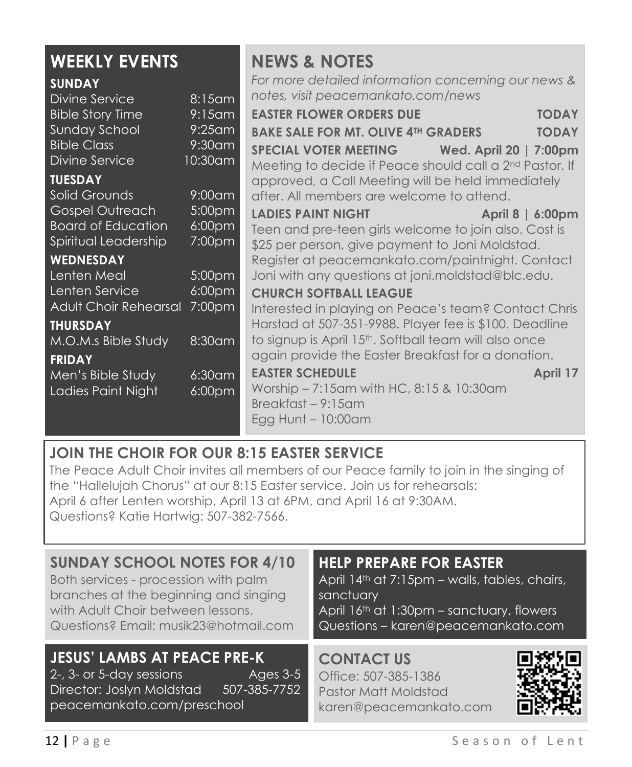## WEEKLY EVENTS

**SUNDAY**

| | |
|---|---|
| Divine Service | 8:15am |
| Bible Story Time | 9:15am |
| Sunday School | 9:25am |
| Bible Class | 9:30am |
| Divine Service | 10:30am |

**TUESDAY**

| | |
|---|---|
| Solid Grounds | 9:00am |
| Gospel Outreach | 5:00pm |
| Board of Education | 6:00pm |
| Spiritual Leadership | 7:00pm |

**WEDNESDAY**

| | |
|---|---|
| Lenten Meal | 5:00pm |
| Lenten Service | 6:00pm |
| Adult Choir Rehearsal | 7:00pm |

**THURSDAY**

| | |
|---|---|
| M.O.M.s Bible Study | 8:30am |

**FRIDAY**

| | |
|---|---|
| Men's Bible Study | 6:30am |
| Ladies Paint Night | 6:00pm |

## NEWS & NOTES

*For more detailed information concerning our news & notes, visit peacemankato.com/news*

**EASTER FLOWER ORDERS DUE** — **TODAY**

**BAKE SALE FOR MT. OLIVE 4TH GRADERS** — **TODAY**

**SPECIAL VOTER MEETING** — **Wed. April 20 | 7:00pm**
Meeting to decide if Peace should call a 2nd Pastor. If approved, a Call Meeting will be held immediately after. All members are welcome to attend.

**LADIES PAINT NIGHT** — **April 8 | 6:00pm**
Teen and pre-teen girls welcome to join also. Cost is $25 per person, give payment to Joni Moldstad. Register at peacemankato.com/paintnight. Contact Joni with any questions at joni.moldstad@blc.edu.

**CHURCH SOFTBALL LEAGUE**
Interested in playing on Peace's team? Contact Chris Harstad at 507-351-9988. Player fee is $100. Deadline to signup is April 15th. Softball team will also once again provide the Easter Breakfast for a donation.

**EASTER SCHEDULE** — **April 17**
Worship – 7:15am with HC, 8:15 & 10:30am
Breakfast – 9:15am
Egg Hunt – 10:00am

## JOIN THE CHOIR FOR OUR 8:15 EASTER SERVICE

The Peace Adult Choir invites all members of our Peace family to join in the singing of the "Hallelujah Chorus" at our 8:15 Easter service. Join us for rehearsals:
April 6 after Lenten worship, April 13 at 6PM, and April 16 at 9:30AM.
Questions? Katie Hartwig: 507-382-7566.

## SUNDAY SCHOOL NOTES FOR 4/10

Both services - procession with palm branches at the beginning and singing with Adult Choir between lessons.
Questions? Email: musik23@hotmail.com

## HELP PREPARE FOR EASTER

April 14th at 7:15pm – walls, tables, chairs, sanctuary
April 16th at 1:30pm – sanctuary, flowers
Questions – karen@peacemankato.com

## JESUS' LAMBS AT PEACE PRE-K

2-, 3- or 5-day sessions — Ages 3-5
Director: Joslyn Moldstad — 507-385-7752
peacemankato.com/preschool

## CONTACT US

Office: 507-385-1386
Pastor Matt Moldstad
karen@peacemankato.com